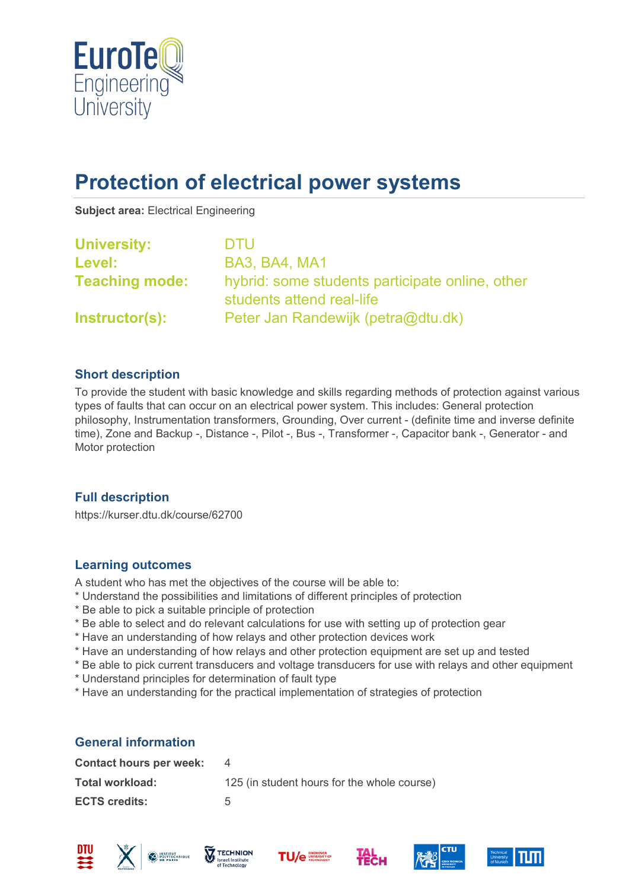# Protection of electrical power systems

**Subject area:** Electrical Engineering

**University:** DTU
**Level:** BA3, BA4, MA1
**Teaching mode:** hybrid: some students participate online, other students attend real-life
**Instructor(s):** Peter Jan Randewijk (petra@dtu.dk)

## Short description

To provide the student with basic knowledge and skills regarding methods of protection against various types of faults that can occur on an electrical power system. This includes: General protection philosophy, Instrumentation transformers, Grounding, Over current - (definite time and inverse definite time), Zone and Backup -, Distance -, Pilot -, Bus -, Transformer -, Capacitor bank -, Generator - and Motor protection

## Full description

https://kurser.dtu.dk/course/62700

## Learning outcomes

A student who has met the objectives of the course will be able to:
* Understand the possibilities and limitations of different principles of protection
* Be able to pick a suitable principle of protection
* Be able to select and do relevant calculations for use with setting up of protection gear
* Have an understanding of how relays and other protection devices work
* Have an understanding of how relays and other protection equipment are set up and tested
* Be able to pick current transducers and voltage transducers for use with relays and other equipment
* Understand principles for determination of fault type
* Have an understanding for the practical implementation of strategies of protection

## General information

**Contact hours per week:** 4
**Total workload:** 125 (in student hours for the whole course)
**ECTS credits:** 5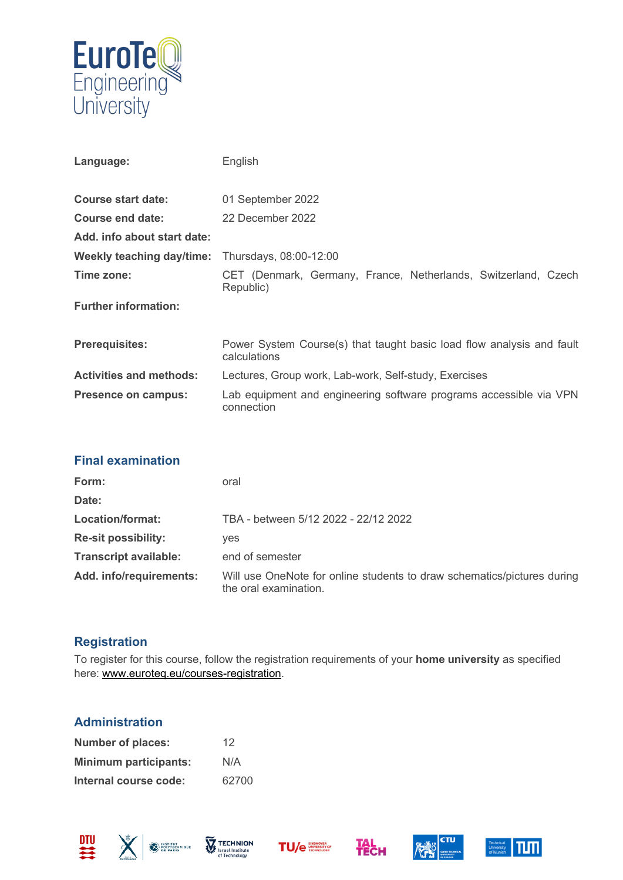| | |
|---|---|
| **Language:** | English |
| **Course start date:** | 01 September 2022 |
| **Course end date:** | 22 December 2022 |
| **Add. info about start date:** | |
| **Weekly teaching day/time:** | Thursdays, 08:00-12:00 |
| **Time zone:** | CET (Denmark, Germany, France, Netherlands, Switzerland, Czech Republic) |
| **Further information:** | |
| **Prerequisites:** | Power System Course(s) that taught basic load flow analysis and fault calculations |
| **Activities and methods:** | Lectures, Group work, Lab-work, Self-study, Exercises |
| **Presence on campus:** | Lab equipment and engineering software programs accessible via VPN connection |

## Final examination

| | |
|---|---|
| **Form:** | oral |
| **Date:** | |
| **Location/format:** | TBA - between 5/12 2022 - 22/12 2022 |
| **Re-sit possibility:** | yes |
| **Transcript available:** | end of semester |
| **Add. info/requirements:** | Will use OneNote for online students to draw schematics/pictures during the oral examination. |

## Registration

To register for this course, follow the registration requirements of your **home university** as specified here: www.euroteq.eu/courses-registration.

## Administration

| | |
|---|---|
| **Number of places:** | 12 |
| **Minimum participants:** | N/A |
| **Internal course code:** | 62700 |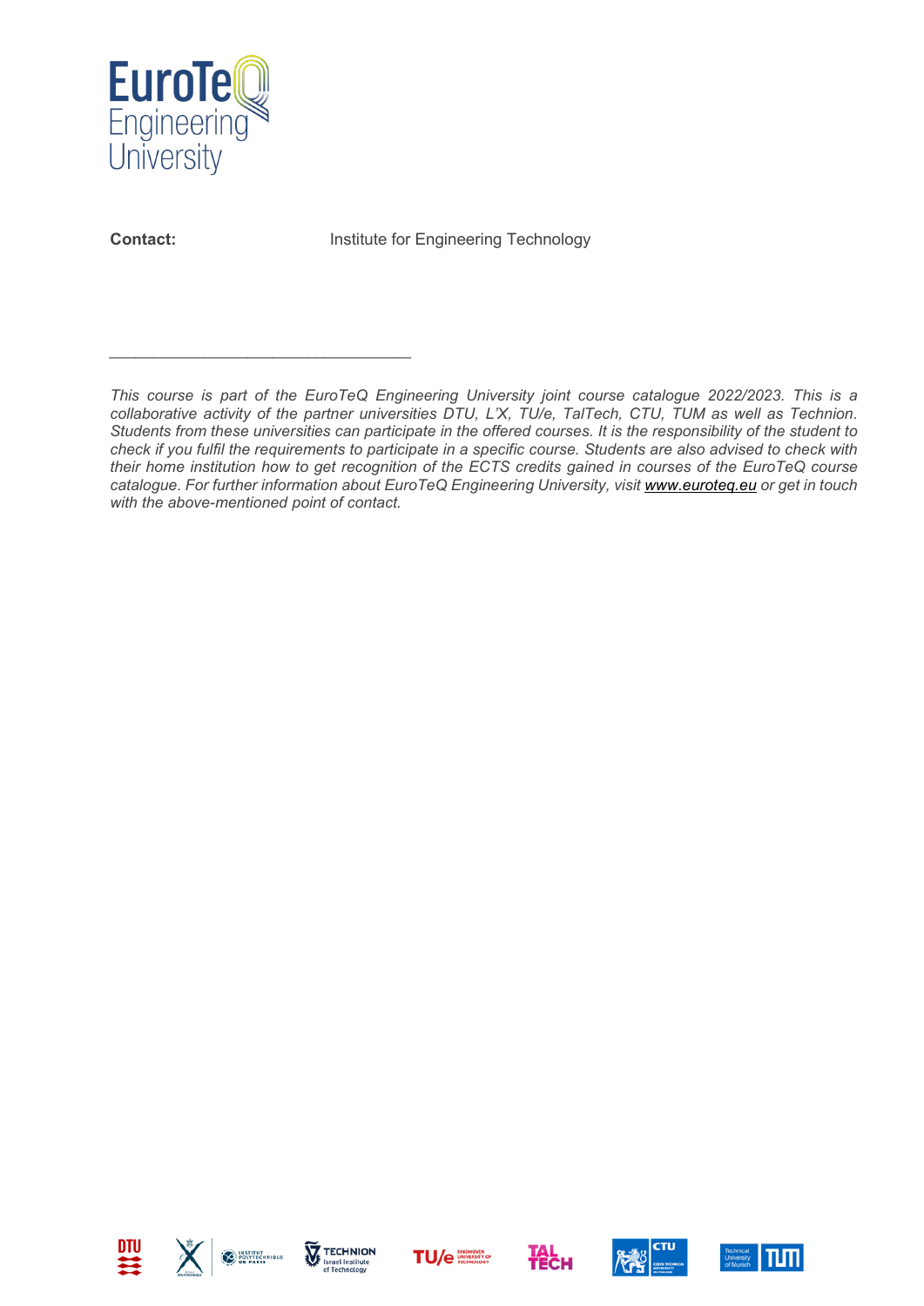**Contact:** Institute for Engineering Technology

___________________________________

*This course is part of the EuroTeQ Engineering University joint course catalogue 2022/2023. This is a collaborative activity of the partner universities DTU, L'X, TU/e, TalTech, CTU, TUM as well as Technion. Students from these universities can participate in the offered courses. It is the responsibility of the student to check if you fulfil the requirements to participate in a specific course. Students are also advised to check with their home institution how to get recognition of the ECTS credits gained in courses of the EuroTeQ course catalogue. For further information about EuroTeQ Engineering University, visit www.euroteq.eu or get in touch with the above-mentioned point of contact.*